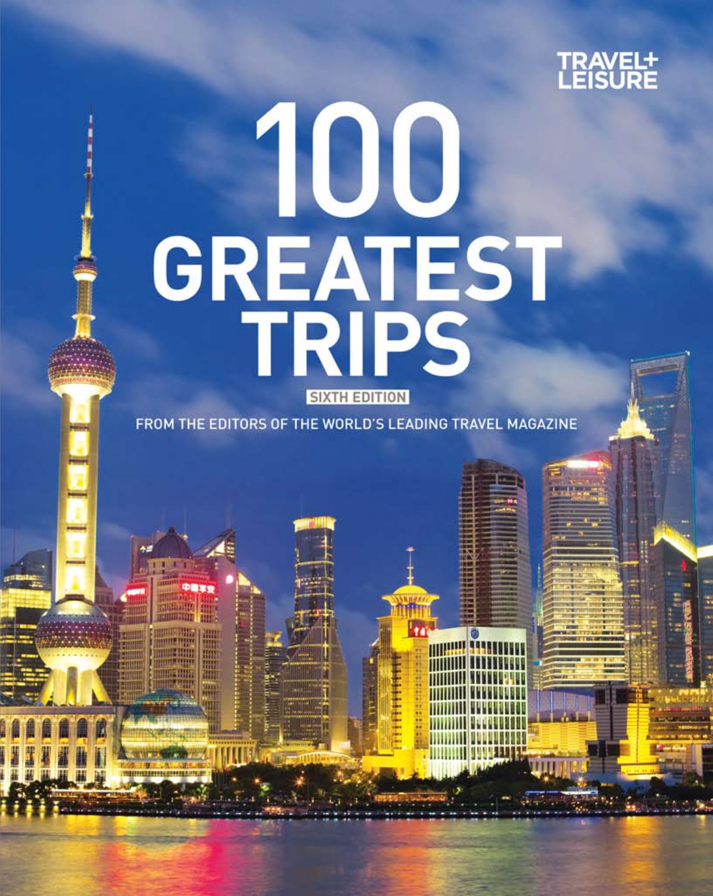TRAVEL+ LEISURE

# 100 GREATEST TRIPS

SIXTH EDITION

FROM THE EDITORS OF THE WORLD'S LEADING TRAVEL MAGAZINE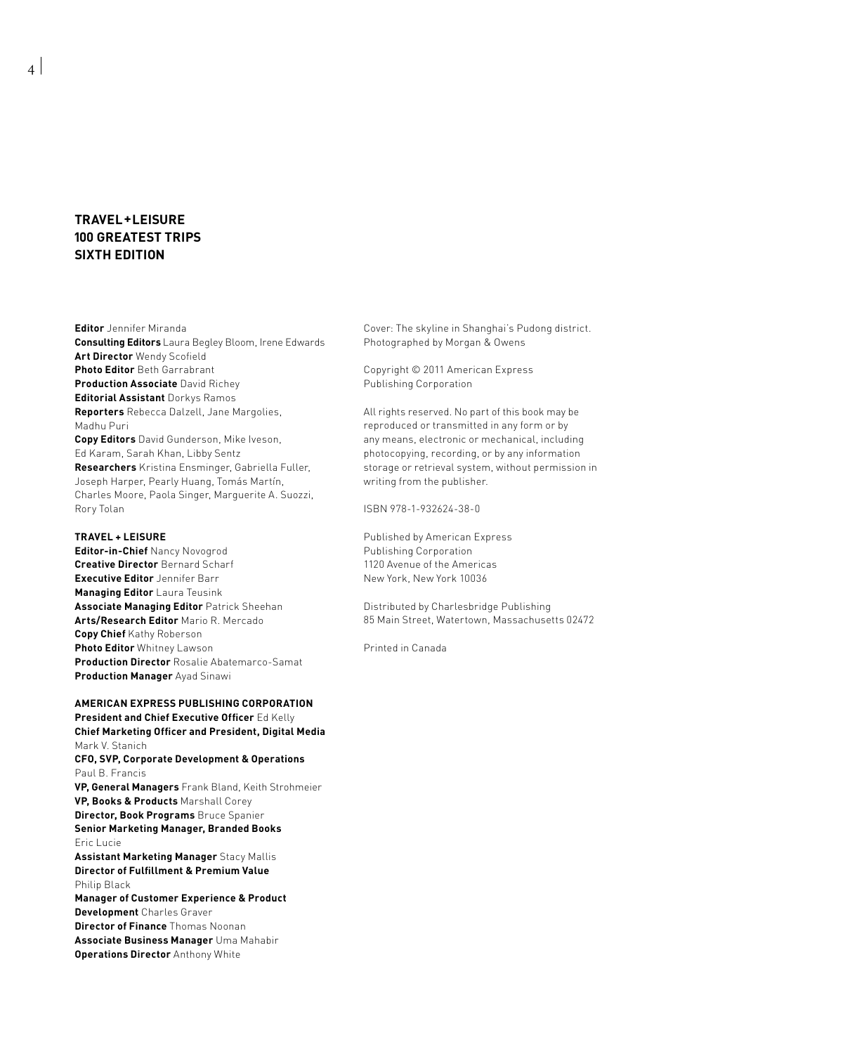# TRAVEL + LEISURE 100 GREATEST TRIPS SIXTH EDITION

**Editor** Jennifer Miranda
**Consulting Editors** Laura Begley Bloom, Irene Edwards
**Art Director** Wendy Scofield
**Photo Editor** Beth Garrabrant
**Production Associate** David Richey
**Editorial Assistant** Dorkys Ramos
**Reporters** Rebecca Dalzell, Jane Margolies, Madhu Puri
**Copy Editors** David Gunderson, Mike Iveson, Ed Karam, Sarah Khan, Libby Sentz
**Researchers** Kristina Ensminger, Gabriella Fuller, Joseph Harper, Pearly Huang, Tomás Martín, Charles Moore, Paola Singer, Marguerite A. Suozzi, Rory Tolan

**TRAVEL + LEISURE**
**Editor-in-Chief** Nancy Novogrod
**Creative Director** Bernard Scharf
**Executive Editor** Jennifer Barr
**Managing Editor** Laura Teusink
**Associate Managing Editor** Patrick Sheehan
**Arts/Research Editor** Mario R. Mercado
**Copy Chief** Kathy Roberson
**Photo Editor** Whitney Lawson
**Production Director** Rosalie Abatemarco-Samat
**Production Manager** Ayad Sinawi

**AMERICAN EXPRESS PUBLISHING CORPORATION**
**President and Chief Executive Officer** Ed Kelly
**Chief Marketing Officer and President, Digital Media** Mark V. Stanich
**CFO, SVP, Corporate Development & Operations** Paul B. Francis
**VP, General Managers** Frank Bland, Keith Strohmeier
**VP, Books & Products** Marshall Corey
**Director, Book Programs** Bruce Spanier
**Senior Marketing Manager, Branded Books** Eric Lucie
**Assistant Marketing Manager** Stacy Mallis
**Director of Fulfillment & Premium Value** Philip Black
**Manager of Customer Experience & Product Development** Charles Graver
**Director of Finance** Thomas Noonan
**Associate Business Manager** Uma Mahabir
**Operations Director** Anthony White

Cover: The skyline in Shanghai's Pudong district. Photographed by Morgan & Owens

Copyright © 2011 American Express Publishing Corporation

All rights reserved. No part of this book may be reproduced or transmitted in any form or by any means, electronic or mechanical, including photocopying, recording, or by any information storage or retrieval system, without permission in writing from the publisher.

ISBN 978-1-932624-38-0

Published by American Express Publishing Corporation
1120 Avenue of the Americas
New York, New York 10036

Distributed by Charlesbridge Publishing
85 Main Street, Watertown, Massachusetts 02472

Printed in Canada